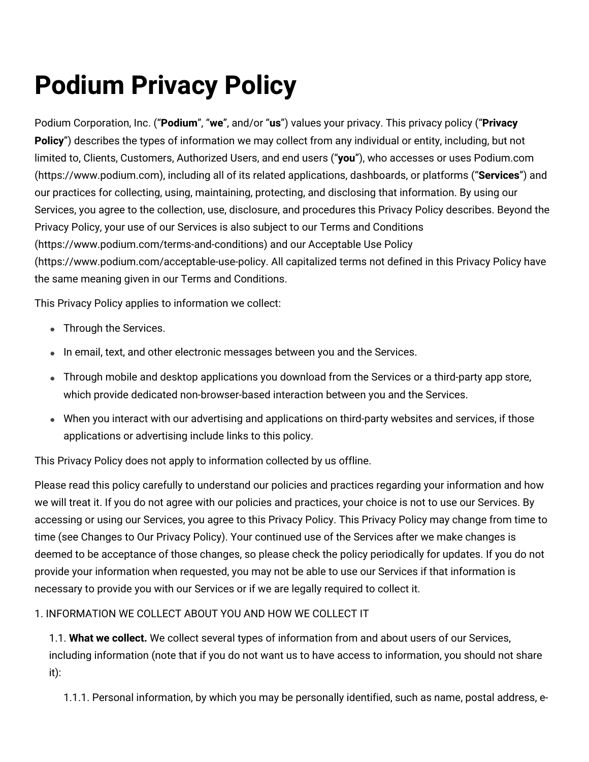# Podium Privacy Policy

Podium Corporation, Inc. (“**Podium**”, “**we**”, and/or “**us**”) values your privacy. This privacy policy (“**Privacy Policy**”) describes the types of information we may collect from any individual or entity, including, but not limited to, Clients, Customers, Authorized Users, and end users (“**you**”), who accesses or uses Podium.com (https://www.podium.com), including all of its related applications, dashboards, or platforms (“**Services**”) and our practices for collecting, using, maintaining, protecting, and disclosing that information. By using our Services, you agree to the collection, use, disclosure, and procedures this Privacy Policy describes. Beyond the Privacy Policy, your use of our Services is also subject to our Terms and Conditions (https://www.podium.com/terms-and-conditions) and our Acceptable Use Policy (https://www.podium.com/acceptable-use-policy. All capitalized terms not defined in this Privacy Policy have the same meaning given in our Terms and Conditions.

This Privacy Policy applies to information we collect:

- Through the Services.
- In email, text, and other electronic messages between you and the Services.
- Through mobile and desktop applications you download from the Services or a third-party app store, which provide dedicated non-browser-based interaction between you and the Services.
- When you interact with our advertising and applications on third-party websites and services, if those applications or advertising include links to this policy.

This Privacy Policy does not apply to information collected by us offline.

Please read this policy carefully to understand our policies and practices regarding your information and how we will treat it. If you do not agree with our policies and practices, your choice is not to use our Services. By accessing or using our Services, you agree to this Privacy Policy. This Privacy Policy may change from time to time (see Changes to Our Privacy Policy). Your continued use of the Services after we make changes is deemed to be acceptance of those changes, so please check the policy periodically for updates. If you do not provide your information when requested, you may not be able to use our Services if that information is necessary to provide you with our Services or if we are legally required to collect it.

1. INFORMATION WE COLLECT ABOUT YOU AND HOW WE COLLECT IT

1.1. **What we collect.** We collect several types of information from and about users of our Services, including information (note that if you do not want us to have access to information, you should not share it):

1.1.1. Personal information, by which you may be personally identified, such as name, postal address, e-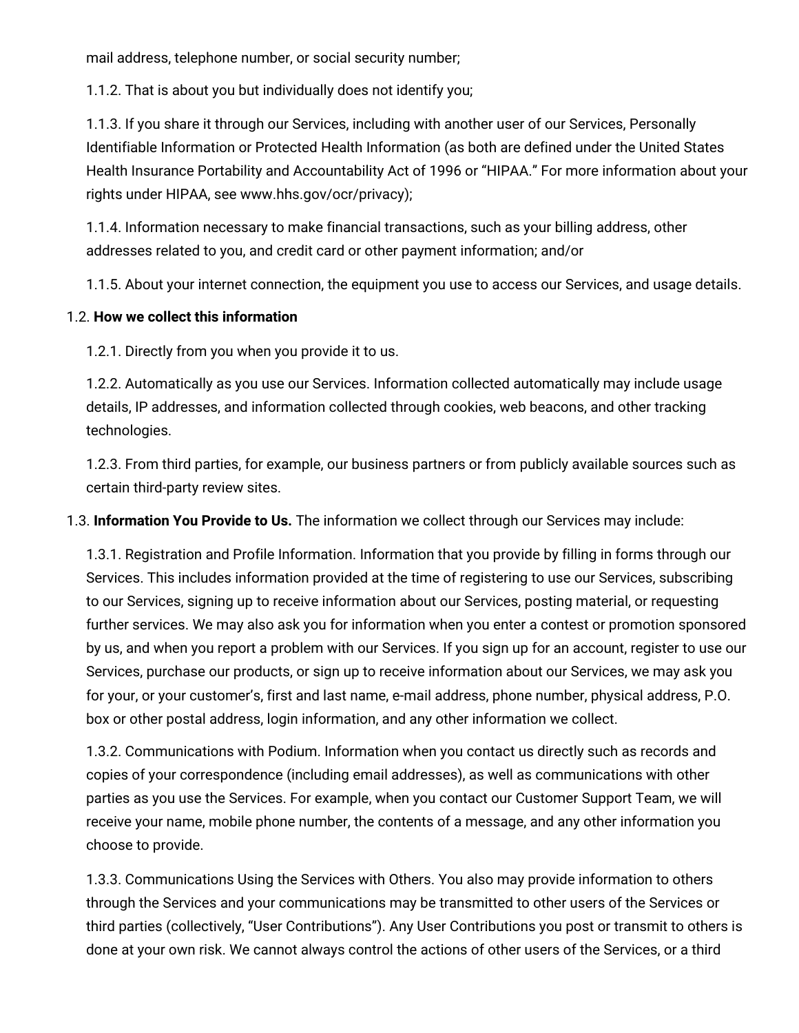mail address, telephone number, or social security number;

1.1.2. That is about you but individually does not identify you;

1.1.3. If you share it through our Services, including with another user of our Services, Personally Identifiable Information or Protected Health Information (as both are defined under the United States Health Insurance Portability and Accountability Act of 1996 or "HIPAA." For more information about your rights under HIPAA, see www.hhs.gov/ocr/privacy);

1.1.4. Information necessary to make financial transactions, such as your billing address, other addresses related to you, and credit card or other payment information; and/or

1.1.5. About your internet connection, the equipment you use to access our Services, and usage details.

1.2. **How we collect this information**

1.2.1. Directly from you when you provide it to us.

1.2.2. Automatically as you use our Services. Information collected automatically may include usage details, IP addresses, and information collected through cookies, web beacons, and other tracking technologies.

1.2.3. From third parties, for example, our business partners or from publicly available sources such as certain third-party review sites.

1.3. **Information You Provide to Us.** The information we collect through our Services may include:

1.3.1. Registration and Profile Information. Information that you provide by filling in forms through our Services. This includes information provided at the time of registering to use our Services, subscribing to our Services, signing up to receive information about our Services, posting material, or requesting further services. We may also ask you for information when you enter a contest or promotion sponsored by us, and when you report a problem with our Services. If you sign up for an account, register to use our Services, purchase our products, or sign up to receive information about our Services, we may ask you for your, or your customer's, first and last name, e-mail address, phone number, physical address, P.O. box or other postal address, login information, and any other information we collect.

1.3.2. Communications with Podium. Information when you contact us directly such as records and copies of your correspondence (including email addresses), as well as communications with other parties as you use the Services. For example, when you contact our Customer Support Team, we will receive your name, mobile phone number, the contents of a message, and any other information you choose to provide.

1.3.3. Communications Using the Services with Others. You also may provide information to others through the Services and your communications may be transmitted to other users of the Services or third parties (collectively, "User Contributions"). Any User Contributions you post or transmit to others is done at your own risk. We cannot always control the actions of other users of the Services, or a third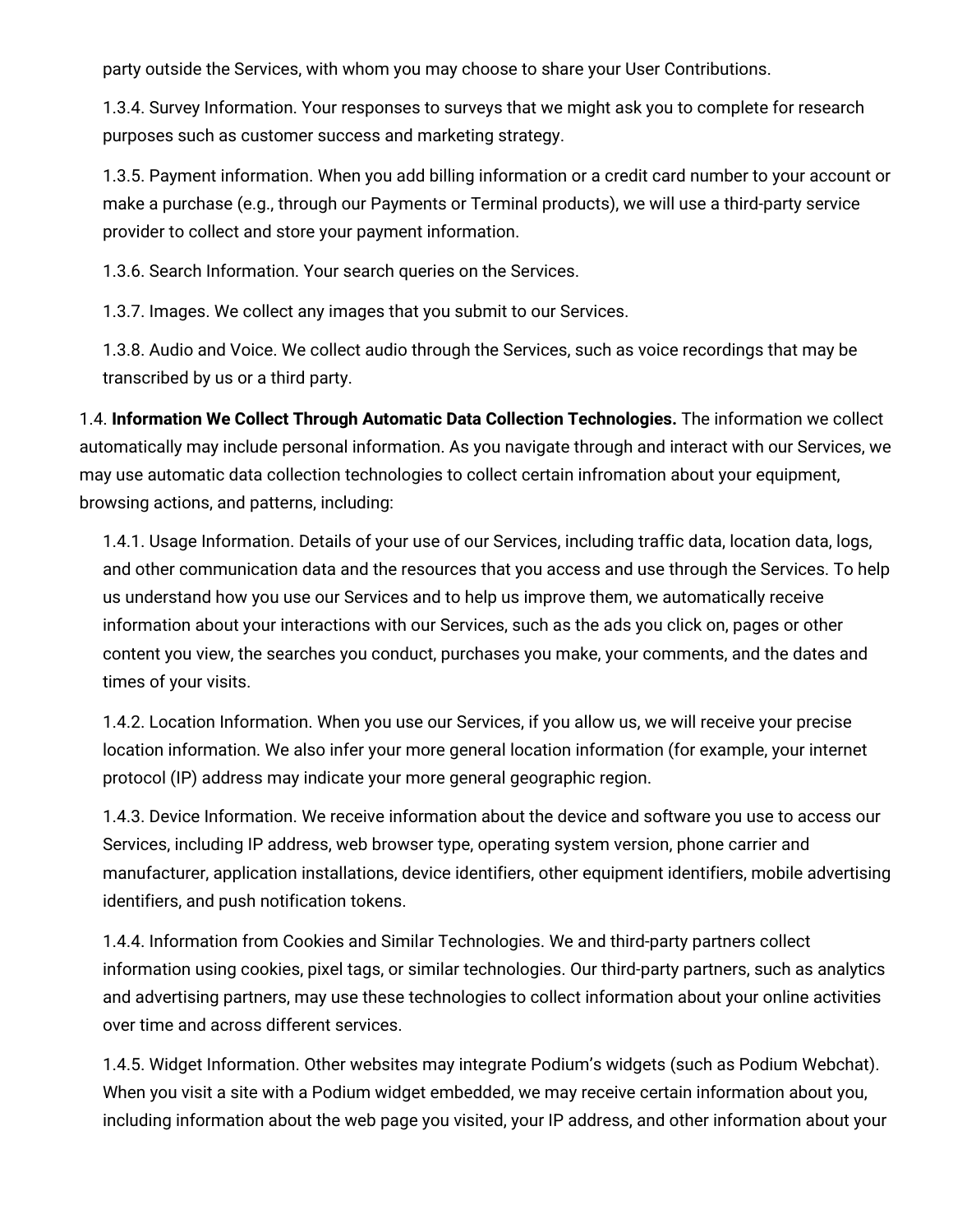party outside the Services, with whom you may choose to share your User Contributions.

1.3.4. Survey Information. Your responses to surveys that we might ask you to complete for research purposes such as customer success and marketing strategy.

1.3.5. Payment information. When you add billing information or a credit card number to your account or make a purchase (e.g., through our Payments or Terminal products), we will use a third-party service provider to collect and store your payment information.

1.3.6. Search Information. Your search queries on the Services.

1.3.7. Images. We collect any images that you submit to our Services.

1.3.8. Audio and Voice. We collect audio through the Services, such as voice recordings that may be transcribed by us or a third party.

1.4. **Information We Collect Through Automatic Data Collection Technologies.** The information we collect automatically may include personal information. As you navigate through and interact with our Services, we may use automatic data collection technologies to collect certain infromation about your equipment, browsing actions, and patterns, including:

1.4.1. Usage Information. Details of your use of our Services, including traffic data, location data, logs, and other communication data and the resources that you access and use through the Services. To help us understand how you use our Services and to help us improve them, we automatically receive information about your interactions with our Services, such as the ads you click on, pages or other content you view, the searches you conduct, purchases you make, your comments, and the dates and times of your visits.

1.4.2. Location Information. When you use our Services, if you allow us, we will receive your precise location information. We also infer your more general location information (for example, your internet protocol (IP) address may indicate your more general geographic region.

1.4.3. Device Information. We receive information about the device and software you use to access our Services, including IP address, web browser type, operating system version, phone carrier and manufacturer, application installations, device identifiers, other equipment identifiers, mobile advertising identifiers, and push notification tokens.

1.4.4. Information from Cookies and Similar Technologies. We and third-party partners collect information using cookies, pixel tags, or similar technologies. Our third-party partners, such as analytics and advertising partners, may use these technologies to collect information about your online activities over time and across different services.

1.4.5. Widget Information. Other websites may integrate Podium's widgets (such as Podium Webchat). When you visit a site with a Podium widget embedded, we may receive certain information about you, including information about the web page you visited, your IP address, and other information about your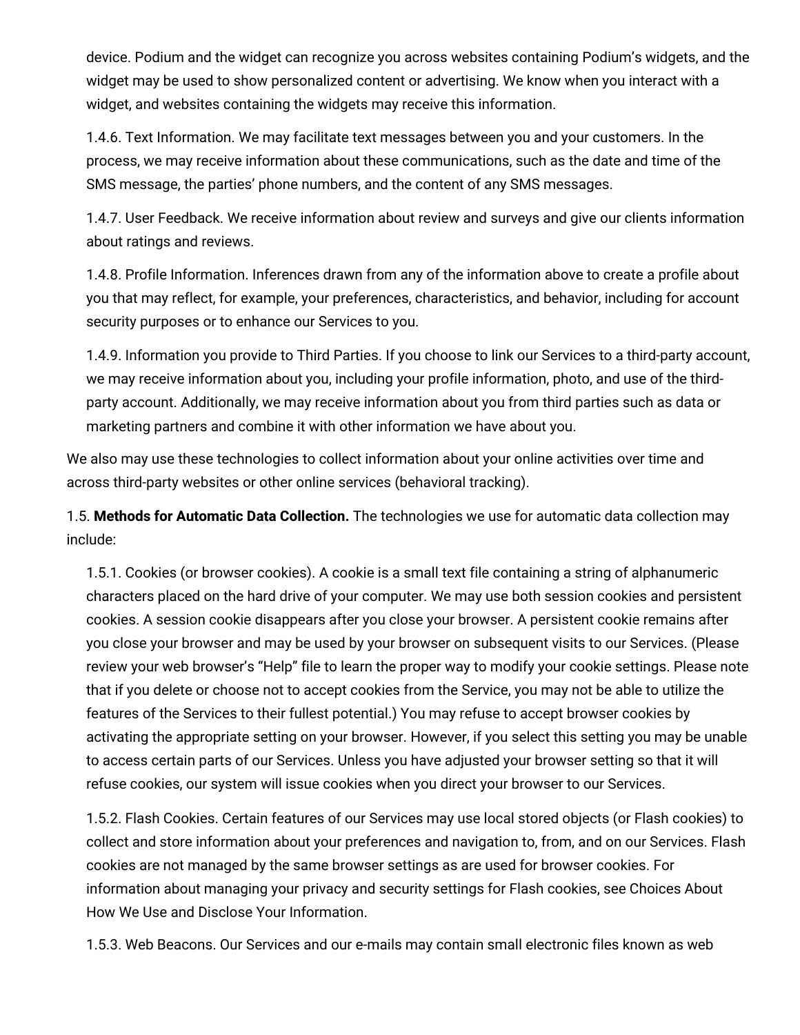device. Podium and the widget can recognize you across websites containing Podium's widgets, and the widget may be used to show personalized content or advertising. We know when you interact with a widget, and websites containing the widgets may receive this information.

1.4.6. Text Information. We may facilitate text messages between you and your customers. In the process, we may receive information about these communications, such as the date and time of the SMS message, the parties' phone numbers, and the content of any SMS messages.

1.4.7. User Feedback. We receive information about review and surveys and give our clients information about ratings and reviews.

1.4.8. Profile Information. Inferences drawn from any of the information above to create a profile about you that may reflect, for example, your preferences, characteristics, and behavior, including for account security purposes or to enhance our Services to you.

1.4.9. Information you provide to Third Parties. If you choose to link our Services to a third-party account, we may receive information about you, including your profile information, photo, and use of the third-party account. Additionally, we may receive information about you from third parties such as data or marketing partners and combine it with other information we have about you.

We also may use these technologies to collect information about your online activities over time and across third-party websites or other online services (behavioral tracking).

1.5. **Methods for Automatic Data Collection.** The technologies we use for automatic data collection may include:

1.5.1. Cookies (or browser cookies). A cookie is a small text file containing a string of alphanumeric characters placed on the hard drive of your computer. We may use both session cookies and persistent cookies. A session cookie disappears after you close your browser. A persistent cookie remains after you close your browser and may be used by your browser on subsequent visits to our Services. (Please review your web browser's "Help" file to learn the proper way to modify your cookie settings. Please note that if you delete or choose not to accept cookies from the Service, you may not be able to utilize the features of the Services to their fullest potential.) You may refuse to accept browser cookies by activating the appropriate setting on your browser. However, if you select this setting you may be unable to access certain parts of our Services. Unless you have adjusted your browser setting so that it will refuse cookies, our system will issue cookies when you direct your browser to our Services.

1.5.2. Flash Cookies. Certain features of our Services may use local stored objects (or Flash cookies) to collect and store information about your preferences and navigation to, from, and on our Services. Flash cookies are not managed by the same browser settings as are used for browser cookies. For information about managing your privacy and security settings for Flash cookies, see Choices About How We Use and Disclose Your Information.

1.5.3. Web Beacons. Our Services and our e-mails may contain small electronic files known as web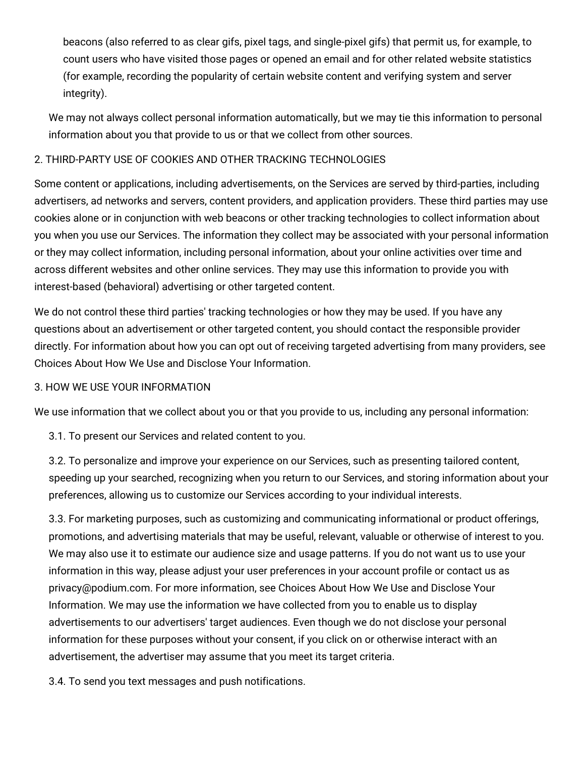beacons (also referred to as clear gifs, pixel tags, and single-pixel gifs) that permit us, for example, to count users who have visited those pages or opened an email and for other related website statistics (for example, recording the popularity of certain website content and verifying system and server integrity).

We may not always collect personal information automatically, but we may tie this information to personal information about you that provide to us or that we collect from other sources.

## 2. THIRD-PARTY USE OF COOKIES AND OTHER TRACKING TECHNOLOGIES

Some content or applications, including advertisements, on the Services are served by third-parties, including advertisers, ad networks and servers, content providers, and application providers. These third parties may use cookies alone or in conjunction with web beacons or other tracking technologies to collect information about you when you use our Services. The information they collect may be associated with your personal information or they may collect information, including personal information, about your online activities over time and across different websites and other online services. They may use this information to provide you with interest-based (behavioral) advertising or other targeted content.

We do not control these third parties' tracking technologies or how they may be used. If you have any questions about an advertisement or other targeted content, you should contact the responsible provider directly. For information about how you can opt out of receiving targeted advertising from many providers, see Choices About How We Use and Disclose Your Information.

## 3. HOW WE USE YOUR INFORMATION

We use information that we collect about you or that you provide to us, including any personal information:

3.1. To present our Services and related content to you.

3.2. To personalize and improve your experience on our Services, such as presenting tailored content, speeding up your searched, recognizing when you return to our Services, and storing information about your preferences, allowing us to customize our Services according to your individual interests.

3.3. For marketing purposes, such as customizing and communicating informational or product offerings, promotions, and advertising materials that may be useful, relevant, valuable or otherwise of interest to you. We may also use it to estimate our audience size and usage patterns. If you do not want us to use your information in this way, please adjust your user preferences in your account profile or contact us as privacy@podium.com. For more information, see Choices About How We Use and Disclose Your Information. We may use the information we have collected from you to enable us to display advertisements to our advertisers' target audiences. Even though we do not disclose your personal information for these purposes without your consent, if you click on or otherwise interact with an advertisement, the advertiser may assume that you meet its target criteria.

3.4. To send you text messages and push notifications.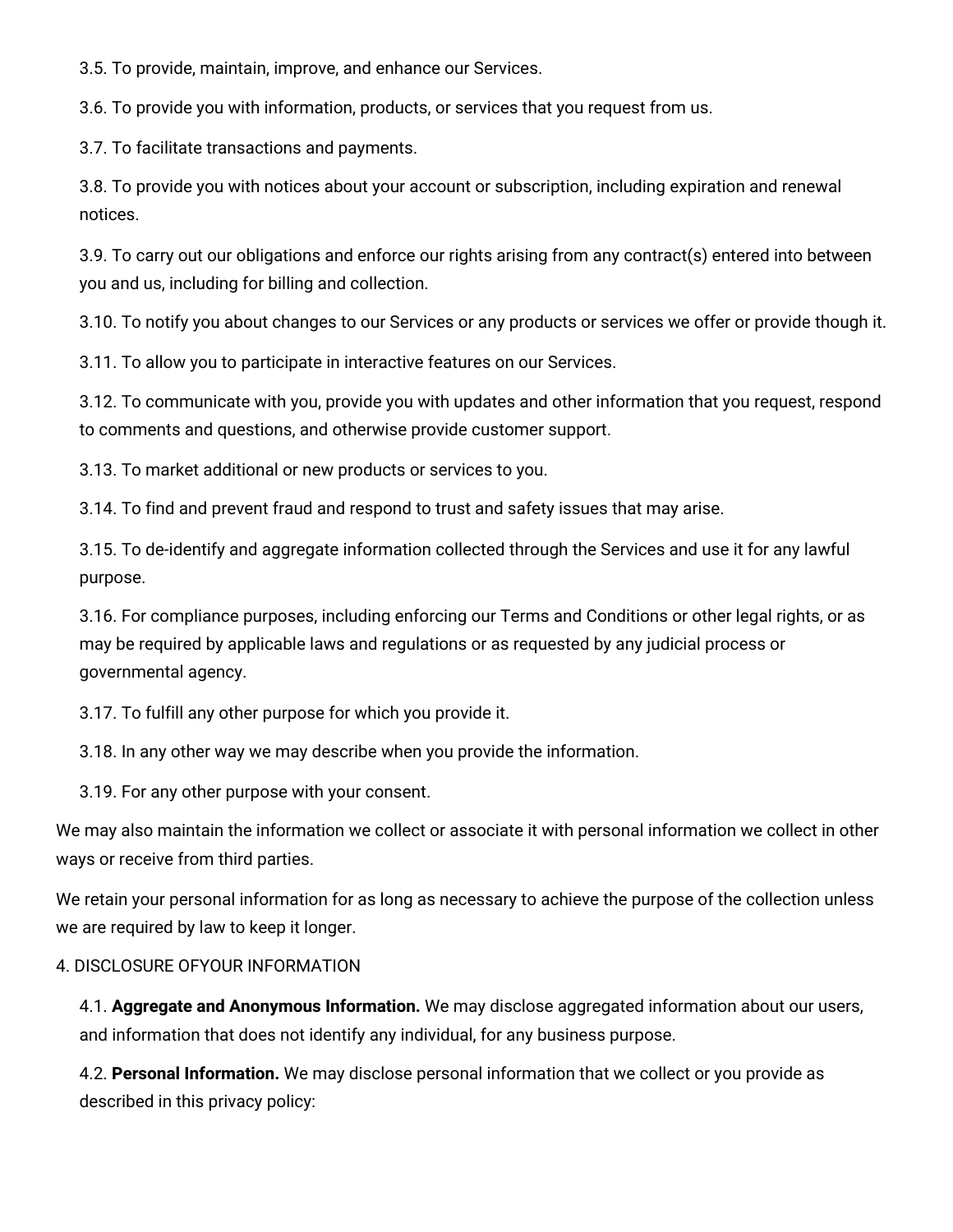3.5. To provide, maintain, improve, and enhance our Services.

3.6. To provide you with information, products, or services that you request from us.

3.7. To facilitate transactions and payments.

3.8. To provide you with notices about your account or subscription, including expiration and renewal notices.

3.9. To carry out our obligations and enforce our rights arising from any contract(s) entered into between you and us, including for billing and collection.

3.10. To notify you about changes to our Services or any products or services we offer or provide though it.

3.11. To allow you to participate in interactive features on our Services.

3.12. To communicate with you, provide you with updates and other information that you request, respond to comments and questions, and otherwise provide customer support.

3.13. To market additional or new products or services to you.

3.14. To find and prevent fraud and respond to trust and safety issues that may arise.

3.15. To de-identify and aggregate information collected through the Services and use it for any lawful purpose.

3.16. For compliance purposes, including enforcing our Terms and Conditions or other legal rights, or as may be required by applicable laws and regulations or as requested by any judicial process or governmental agency.

3.17. To fulfill any other purpose for which you provide it.

3.18. In any other way we may describe when you provide the information.

3.19. For any other purpose with your consent.

We may also maintain the information we collect or associate it with personal information we collect in other ways or receive from third parties.

We retain your personal information for as long as necessary to achieve the purpose of the collection unless we are required by law to keep it longer.

4. DISCLOSURE OFYOUR INFORMATION

4.1. **Aggregate and Anonymous Information.** We may disclose aggregated information about our users, and information that does not identify any individual, for any business purpose.

4.2. **Personal Information.** We may disclose personal information that we collect or you provide as described in this privacy policy: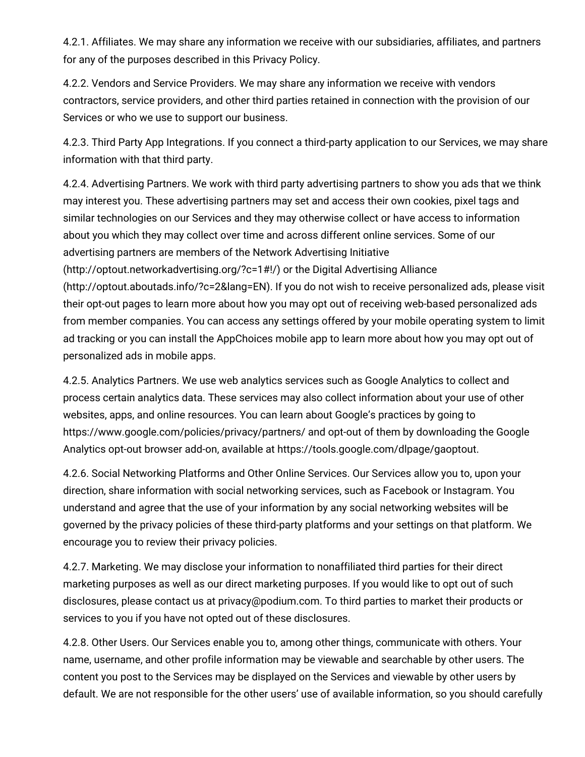4.2.1. Affiliates. We may share any information we receive with our subsidiaries, affiliates, and partners for any of the purposes described in this Privacy Policy.

4.2.2. Vendors and Service Providers. We may share any information we receive with vendors contractors, service providers, and other third parties retained in connection with the provision of our Services or who we use to support our business.

4.2.3. Third Party App Integrations. If you connect a third-party application to our Services, we may share information with that third party.

4.2.4. Advertising Partners. We work with third party advertising partners to show you ads that we think may interest you. These advertising partners may set and access their own cookies, pixel tags and similar technologies on our Services and they may otherwise collect or have access to information about you which they may collect over time and across different online services. Some of our advertising partners are members of the Network Advertising Initiative (http://optout.networkadvertising.org/?c=1#!/) or the Digital Advertising Alliance (http://optout.aboutads.info/?c=2&lang=EN). If you do not wish to receive personalized ads, please visit their opt-out pages to learn more about how you may opt out of receiving web-based personalized ads from member companies. You can access any settings offered by your mobile operating system to limit ad tracking or you can install the AppChoices mobile app to learn more about how you may opt out of personalized ads in mobile apps.

4.2.5. Analytics Partners. We use web analytics services such as Google Analytics to collect and process certain analytics data. These services may also collect information about your use of other websites, apps, and online resources. You can learn about Google's practices by going to https://www.google.com/policies/privacy/partners/ and opt-out of them by downloading the Google Analytics opt-out browser add-on, available at https://tools.google.com/dlpage/gaoptout.

4.2.6. Social Networking Platforms and Other Online Services. Our Services allow you to, upon your direction, share information with social networking services, such as Facebook or Instagram. You understand and agree that the use of your information by any social networking websites will be governed by the privacy policies of these third-party platforms and your settings on that platform. We encourage you to review their privacy policies.

4.2.7. Marketing. We may disclose your information to nonaffiliated third parties for their direct marketing purposes as well as our direct marketing purposes. If you would like to opt out of such disclosures, please contact us at privacy@podium.com. To third parties to market their products or services to you if you have not opted out of these disclosures.

4.2.8. Other Users. Our Services enable you to, among other things, communicate with others. Your name, username, and other profile information may be viewable and searchable by other users. The content you post to the Services may be displayed on the Services and viewable by other users by default. We are not responsible for the other users' use of available information, so you should carefully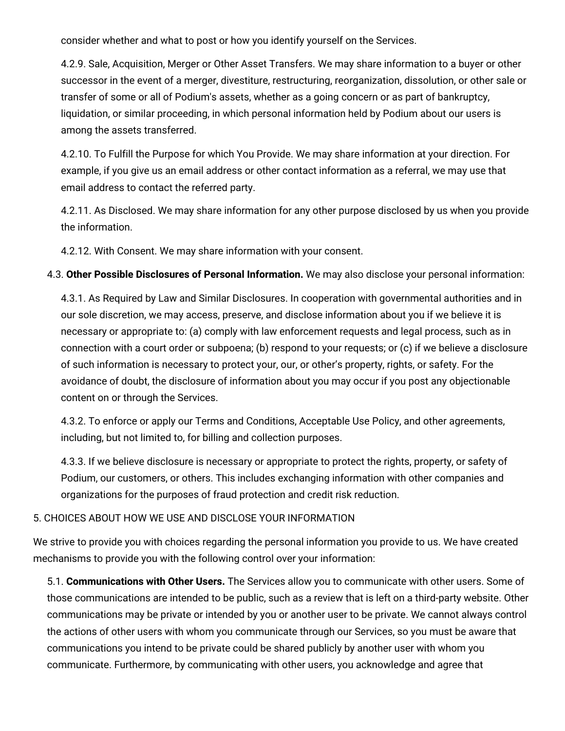consider whether and what to post or how you identify yourself on the Services.

4.2.9. Sale, Acquisition, Merger or Other Asset Transfers. We may share information to a buyer or other successor in the event of a merger, divestiture, restructuring, reorganization, dissolution, or other sale or transfer of some or all of Podium's assets, whether as a going concern or as part of bankruptcy, liquidation, or similar proceeding, in which personal information held by Podium about our users is among the assets transferred.

4.2.10. To Fulfill the Purpose for which You Provide. We may share information at your direction. For example, if you give us an email address or other contact information as a referral, we may use that email address to contact the referred party.

4.2.11. As Disclosed. We may share information for any other purpose disclosed by us when you provide the information.

4.2.12. With Consent. We may share information with your consent.

4.3. **Other Possible Disclosures of Personal Information.** We may also disclose your personal information:

4.3.1. As Required by Law and Similar Disclosures. In cooperation with governmental authorities and in our sole discretion, we may access, preserve, and disclose information about you if we believe it is necessary or appropriate to: (a) comply with law enforcement requests and legal process, such as in connection with a court order or subpoena; (b) respond to your requests; or (c) if we believe a disclosure of such information is necessary to protect your, our, or other's property, rights, or safety. For the avoidance of doubt, the disclosure of information about you may occur if you post any objectionable content on or through the Services.

4.3.2. To enforce or apply our Terms and Conditions, Acceptable Use Policy, and other agreements, including, but not limited to, for billing and collection purposes.

4.3.3. If we believe disclosure is necessary or appropriate to protect the rights, property, or safety of Podium, our customers, or others. This includes exchanging information with other companies and organizations for the purposes of fraud protection and credit risk reduction.

5. CHOICES ABOUT HOW WE USE AND DISCLOSE YOUR INFORMATION

We strive to provide you with choices regarding the personal information you provide to us. We have created mechanisms to provide you with the following control over your information:

5.1. **Communications with Other Users.** The Services allow you to communicate with other users. Some of those communications are intended to be public, such as a review that is left on a third-party website. Other communications may be private or intended by you or another user to be private. We cannot always control the actions of other users with whom you communicate through our Services, so you must be aware that communications you intend to be private could be shared publicly by another user with whom you communicate. Furthermore, by communicating with other users, you acknowledge and agree that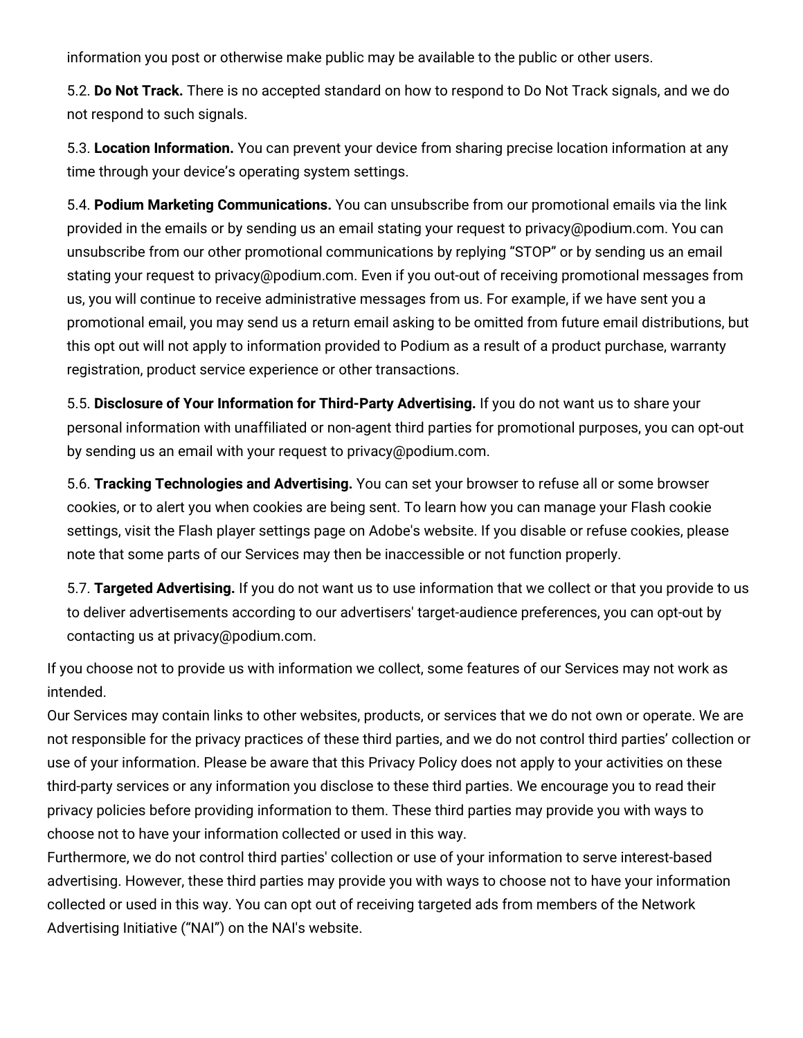information you post or otherwise make public may be available to the public or other users.

5.2. **Do Not Track.** There is no accepted standard on how to respond to Do Not Track signals, and we do not respond to such signals.

5.3. **Location Information.** You can prevent your device from sharing precise location information at any time through your device's operating system settings.

5.4. **Podium Marketing Communications.** You can unsubscribe from our promotional emails via the link provided in the emails or by sending us an email stating your request to privacy@podium.com. You can unsubscribe from our other promotional communications by replying "STOP" or by sending us an email stating your request to privacy@podium.com. Even if you out-out of receiving promotional messages from us, you will continue to receive administrative messages from us. For example, if we have sent you a promotional email, you may send us a return email asking to be omitted from future email distributions, but this opt out will not apply to information provided to Podium as a result of a product purchase, warranty registration, product service experience or other transactions.

5.5. **Disclosure of Your Information for Third-Party Advertising.** If you do not want us to share your personal information with unaffiliated or non-agent third parties for promotional purposes, you can opt-out by sending us an email with your request to privacy@podium.com.

5.6. **Tracking Technologies and Advertising.** You can set your browser to refuse all or some browser cookies, or to alert you when cookies are being sent. To learn how you can manage your Flash cookie settings, visit the Flash player settings page on Adobe's website. If you disable or refuse cookies, please note that some parts of our Services may then be inaccessible or not function properly.

5.7. **Targeted Advertising.** If you do not want us to use information that we collect or that you provide to us to deliver advertisements according to our advertisers' target-audience preferences, you can opt-out by contacting us at privacy@podium.com.

If you choose not to provide us with information we collect, some features of our Services may not work as intended.

Our Services may contain links to other websites, products, or services that we do not own or operate. We are not responsible for the privacy practices of these third parties, and we do not control third parties' collection or use of your information. Please be aware that this Privacy Policy does not apply to your activities on these third-party services or any information you disclose to these third parties. We encourage you to read their privacy policies before providing information to them. These third parties may provide you with ways to choose not to have your information collected or used in this way.

Furthermore, we do not control third parties' collection or use of your information to serve interest-based advertising. However, these third parties may provide you with ways to choose not to have your information collected or used in this way. You can opt out of receiving targeted ads from members of the Network Advertising Initiative ("NAI") on the NAI's website.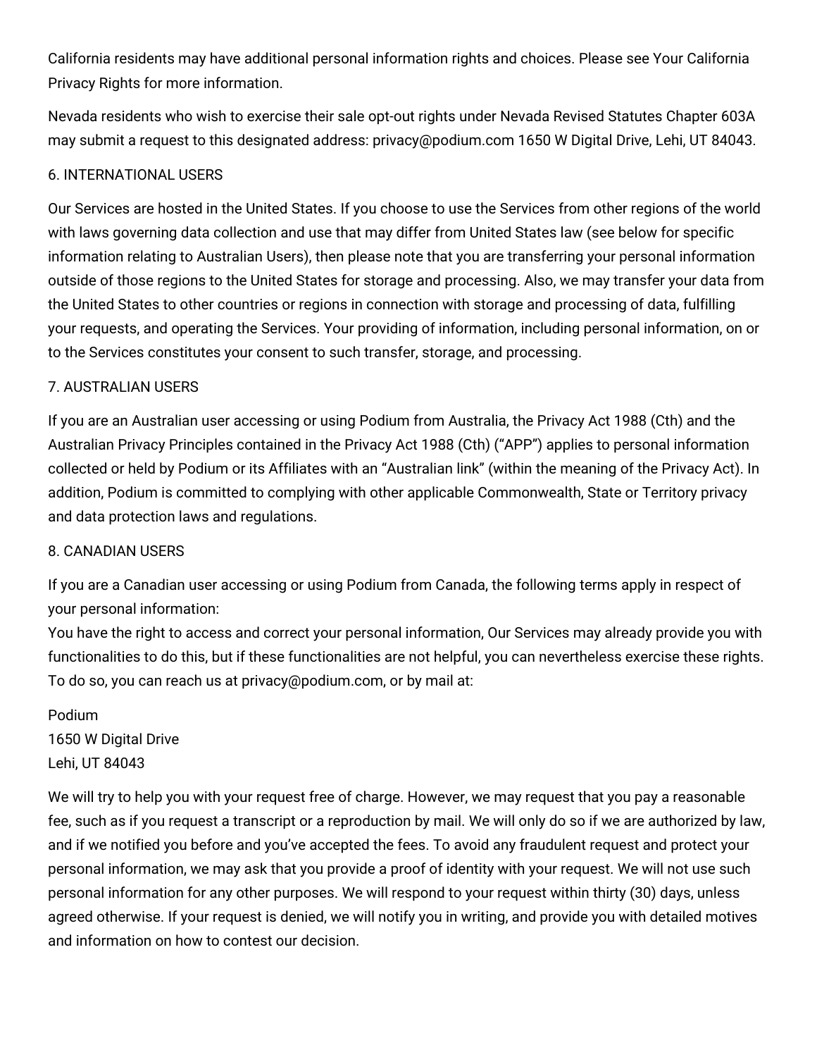California residents may have additional personal information rights and choices. Please see Your California Privacy Rights for more information.

Nevada residents who wish to exercise their sale opt-out rights under Nevada Revised Statutes Chapter 603A may submit a request to this designated address: privacy@podium.com 1650 W Digital Drive, Lehi, UT 84043.

## 6. INTERNATIONAL USERS

Our Services are hosted in the United States. If you choose to use the Services from other regions of the world with laws governing data collection and use that may differ from United States law (see below for specific information relating to Australian Users), then please note that you are transferring your personal information outside of those regions to the United States for storage and processing. Also, we may transfer your data from the United States to other countries or regions in connection with storage and processing of data, fulfilling your requests, and operating the Services. Your providing of information, including personal information, on or to the Services constitutes your consent to such transfer, storage, and processing.

## 7. AUSTRALIAN USERS

If you are an Australian user accessing or using Podium from Australia, the Privacy Act 1988 (Cth) and the Australian Privacy Principles contained in the Privacy Act 1988 (Cth) ("APP") applies to personal information collected or held by Podium or its Affiliates with an "Australian link" (within the meaning of the Privacy Act). In addition, Podium is committed to complying with other applicable Commonwealth, State or Territory privacy and data protection laws and regulations.

## 8. CANADIAN USERS

If you are a Canadian user accessing or using Podium from Canada, the following terms apply in respect of your personal information:
You have the right to access and correct your personal information, Our Services may already provide you with functionalities to do this, but if these functionalities are not helpful, you can nevertheless exercise these rights. To do so, you can reach us at privacy@podium.com, or by mail at:

Podium
1650 W Digital Drive
Lehi, UT 84043

We will try to help you with your request free of charge. However, we may request that you pay a reasonable fee, such as if you request a transcript or a reproduction by mail. We will only do so if we are authorized by law, and if we notified you before and you've accepted the fees. To avoid any fraudulent request and protect your personal information, we may ask that you provide a proof of identity with your request. We will not use such personal information for any other purposes. We will respond to your request within thirty (30) days, unless agreed otherwise. If your request is denied, we will notify you in writing, and provide you with detailed motives and information on how to contest our decision.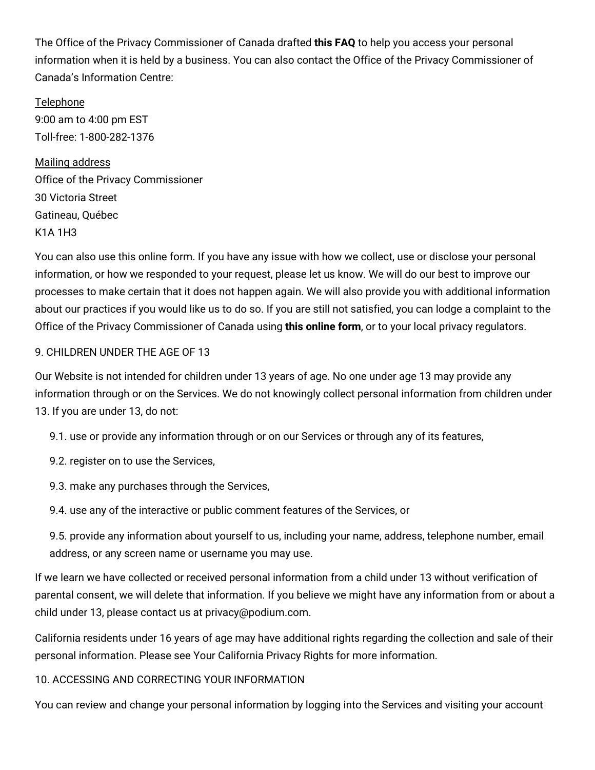The Office of the Privacy Commissioner of Canada drafted **this FAQ** to help you access your personal information when it is held by a business. You can also contact the Office of the Privacy Commissioner of Canada's Information Centre:

<u>Telephone</u>
9:00 am to 4:00 pm EST
Toll-free: 1-800-282-1376

<u>Mailing address</u>
Office of the Privacy Commissioner
30 Victoria Street
Gatineau, Québec
K1A 1H3

You can also use this online form. If you have any issue with how we collect, use or disclose your personal information, or how we responded to your request, please let us know. We will do our best to improve our processes to make certain that it does not happen again. We will also provide you with additional information about our practices if you would like us to do so. If you are still not satisfied, you can lodge a complaint to the Office of the Privacy Commissioner of Canada using **this online form**, or to your local privacy regulators.

9. CHILDREN UNDER THE AGE OF 13

Our Website is not intended for children under 13 years of age. No one under age 13 may provide any information through or on the Services. We do not knowingly collect personal information from children under 13. If you are under 13, do not:

- 9.1. use or provide any information through or on our Services or through any of its features,
- 9.2. register on to use the Services,
- 9.3. make any purchases through the Services,
- 9.4. use any of the interactive or public comment features of the Services, or
- 9.5. provide any information about yourself to us, including your name, address, telephone number, email address, or any screen name or username you may use.

If we learn we have collected or received personal information from a child under 13 without verification of parental consent, we will delete that information. If you believe we might have any information from or about a child under 13, please contact us at privacy@podium.com.

California residents under 16 years of age may have additional rights regarding the collection and sale of their personal information. Please see Your California Privacy Rights for more information.

10. ACCESSING AND CORRECTING YOUR INFORMATION

You can review and change your personal information by logging into the Services and visiting your account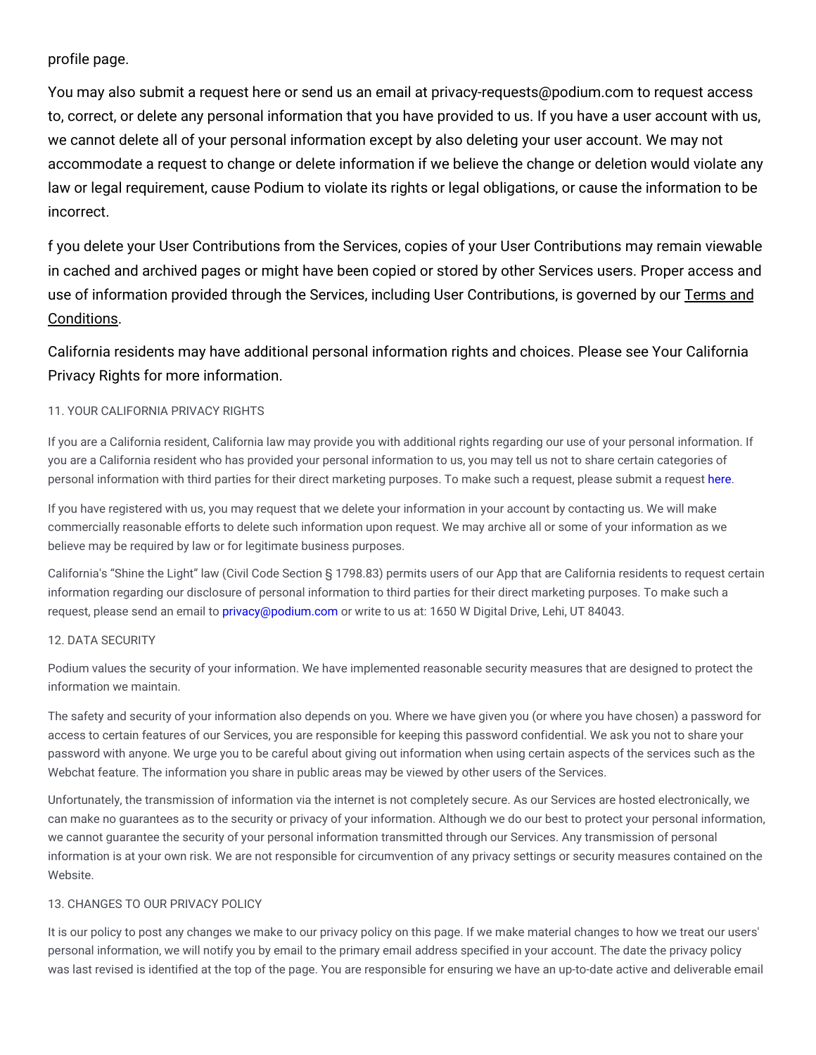profile page.

You may also submit a request here or send us an email at privacy-requests@podium.com to request access to, correct, or delete any personal information that you have provided to us. If you have a user account with us, we cannot delete all of your personal information except by also deleting your user account. We may not accommodate a request to change or delete information if we believe the change or deletion would violate any law or legal requirement, cause Podium to violate its rights or legal obligations, or cause the information to be incorrect.

f you delete your User Contributions from the Services, copies of your User Contributions may remain viewable in cached and archived pages or might have been copied or stored by other Services users. Proper access and use of information provided through the Services, including User Contributions, is governed by our Terms and Conditions.

California residents may have additional personal information rights and choices. Please see Your California Privacy Rights for more information.

## 11. YOUR CALIFORNIA PRIVACY RIGHTS

If you are a California resident, California law may provide you with additional rights regarding our use of your personal information. If you are a California resident who has provided your personal information to us, you may tell us not to share certain categories of personal information with third parties for their direct marketing purposes. To make such a request, please submit a request here.

If you have registered with us, you may request that we delete your information in your account by contacting us. We will make commercially reasonable efforts to delete such information upon request. We may archive all or some of your information as we believe may be required by law or for legitimate business purposes.

California's "Shine the Light" law (Civil Code Section § 1798.83) permits users of our App that are California residents to request certain information regarding our disclosure of personal information to third parties for their direct marketing purposes. To make such a request, please send an email to privacy@podium.com or write to us at: 1650 W Digital Drive, Lehi, UT 84043.

## 12. DATA SECURITY

Podium values the security of your information. We have implemented reasonable security measures that are designed to protect the information we maintain.

The safety and security of your information also depends on you. Where we have given you (or where you have chosen) a password for access to certain features of our Services, you are responsible for keeping this password confidential. We ask you not to share your password with anyone. We urge you to be careful about giving out information when using certain aspects of the services such as the Webchat feature. The information you share in public areas may be viewed by other users of the Services.

Unfortunately, the transmission of information via the internet is not completely secure. As our Services are hosted electronically, we can make no guarantees as to the security or privacy of your information. Although we do our best to protect your personal information, we cannot guarantee the security of your personal information transmitted through our Services. Any transmission of personal information is at your own risk. We are not responsible for circumvention of any privacy settings or security measures contained on the Website.

## 13. CHANGES TO OUR PRIVACY POLICY

It is our policy to post any changes we make to our privacy policy on this page. If we make material changes to how we treat our users' personal information, we will notify you by email to the primary email address specified in your account. The date the privacy policy was last revised is identified at the top of the page. You are responsible for ensuring we have an up-to-date active and deliverable email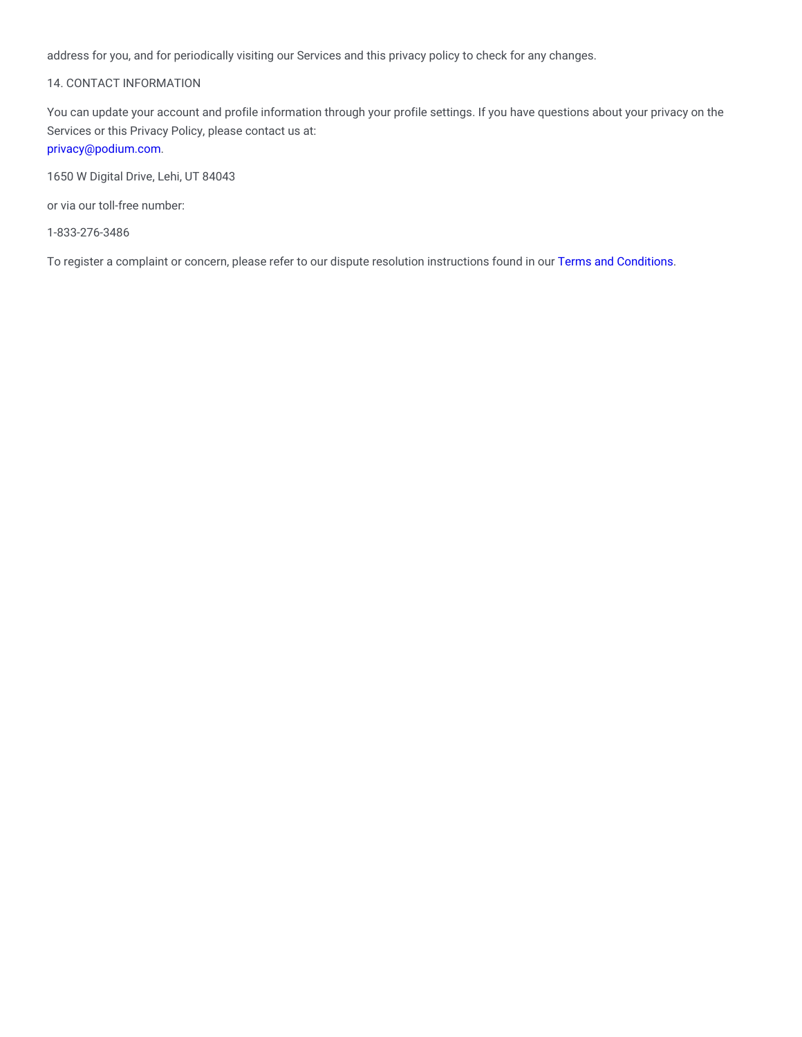address for you, and for periodically visiting our Services and this privacy policy to check for any changes.

## 14. CONTACT INFORMATION

You can update your account and profile information through your profile settings. If you have questions about your privacy on the Services or this Privacy Policy, please contact us at:
privacy@podium.com.

1650 W Digital Drive, Lehi, UT 84043

or via our toll-free number:

1-833-276-3486

To register a complaint or concern, please refer to our dispute resolution instructions found in our Terms and Conditions.